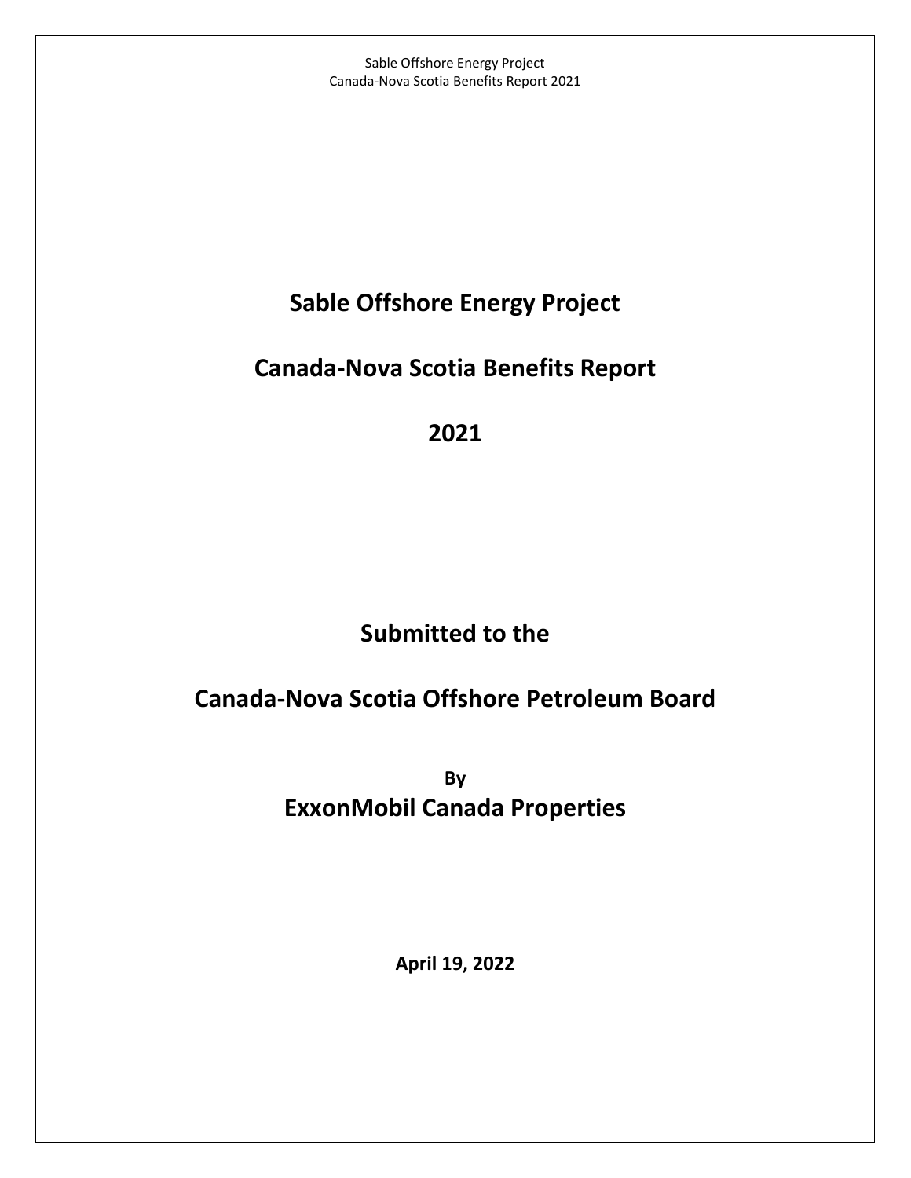# Sable Offshore Energy Project

# Canada-Nova Scotia Benefits Report

# 2021

## Submitted to the

## Canada-Nova Scotia Offshore Petroleum Board

**By**

## ExxonMobil Canada Properties

**April 19, 2022**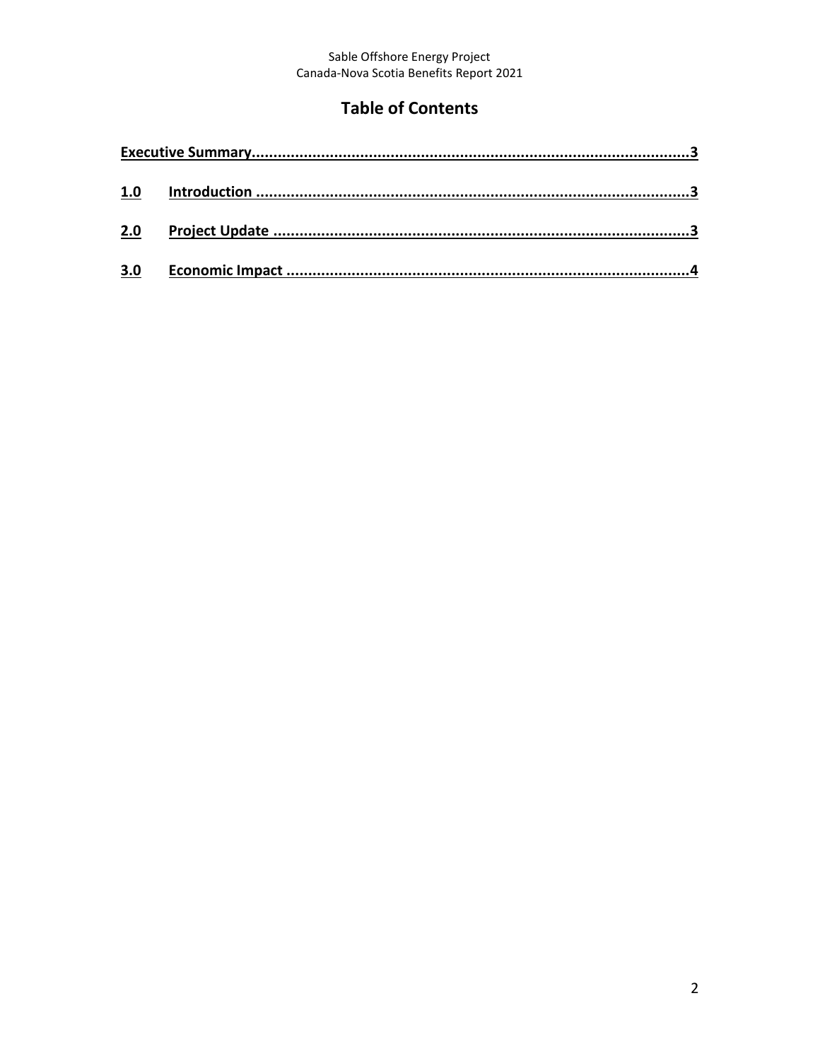# Table of Contents

**Executive Summary....................................................................................................3**

**1.0 Introduction ...................................................................................................3**

**2.0 Project Update ...............................................................................................3**

**3.0 Economic Impact ............................................................................................4**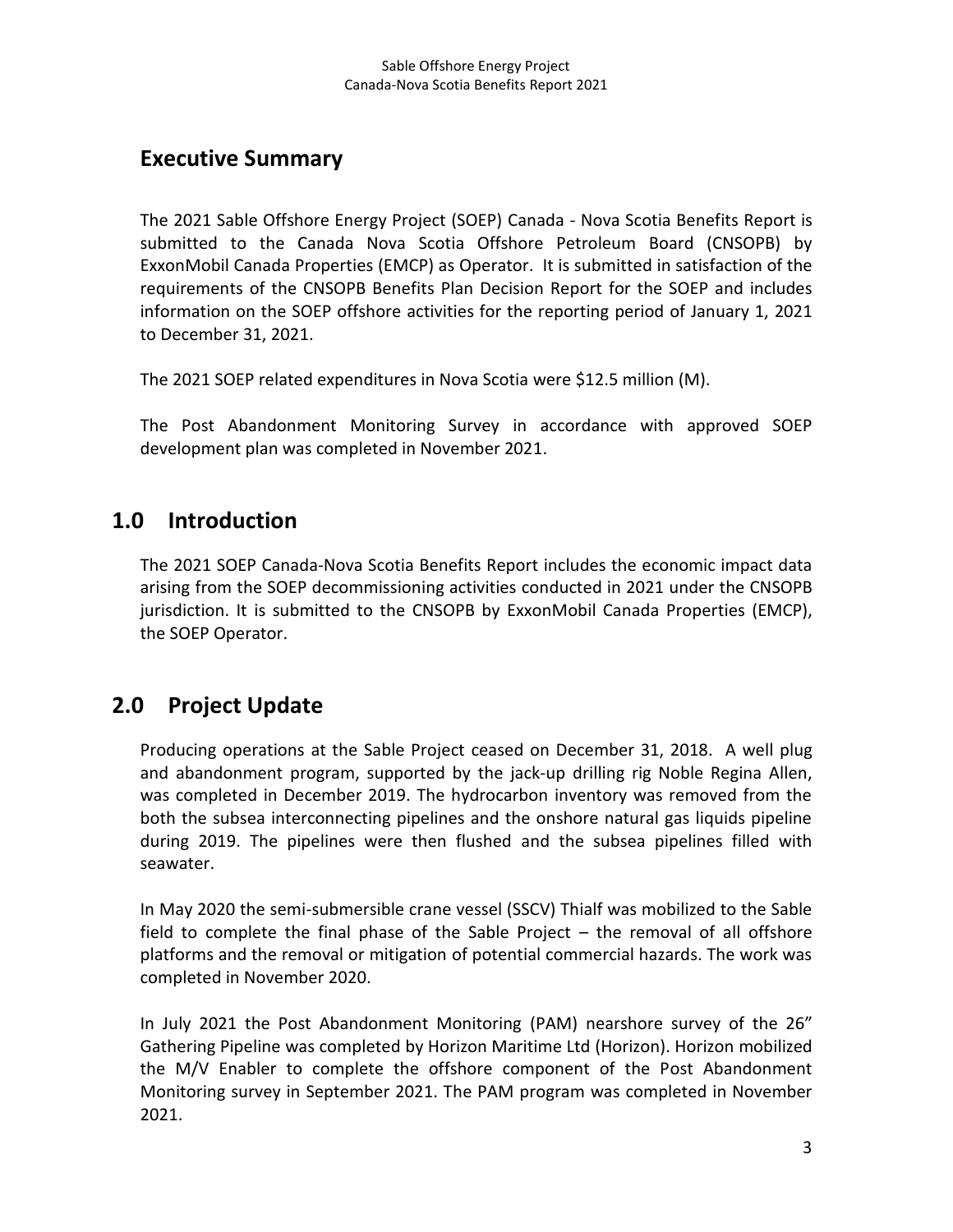## Executive Summary

The 2021 Sable Offshore Energy Project (SOEP) Canada - Nova Scotia Benefits Report is submitted to the Canada Nova Scotia Offshore Petroleum Board (CNSOPB) by ExxonMobil Canada Properties (EMCP) as Operator. It is submitted in satisfaction of the requirements of the CNSOPB Benefits Plan Decision Report for the SOEP and includes information on the SOEP offshore activities for the reporting period of January 1, 2021 to December 31, 2021.

The 2021 SOEP related expenditures in Nova Scotia were $12.5 million (M).

The Post Abandonment Monitoring Survey in accordance with approved SOEP development plan was completed in November 2021.

## 1.0 Introduction

The 2021 SOEP Canada-Nova Scotia Benefits Report includes the economic impact data arising from the SOEP decommissioning activities conducted in 2021 under the CNSOPB jurisdiction. It is submitted to the CNSOPB by ExxonMobil Canada Properties (EMCP), the SOEP Operator.

## 2.0 Project Update

Producing operations at the Sable Project ceased on December 31, 2018. A well plug and abandonment program, supported by the jack-up drilling rig Noble Regina Allen, was completed in December 2019. The hydrocarbon inventory was removed from the both the subsea interconnecting pipelines and the onshore natural gas liquids pipeline during 2019. The pipelines were then flushed and the subsea pipelines filled with seawater.

In May 2020 the semi-submersible crane vessel (SSCV) Thialf was mobilized to the Sable field to complete the final phase of the Sable Project – the removal of all offshore platforms and the removal or mitigation of potential commercial hazards. The work was completed in November 2020.

In July 2021 the Post Abandonment Monitoring (PAM) nearshore survey of the 26" Gathering Pipeline was completed by Horizon Maritime Ltd (Horizon). Horizon mobilized the M/V Enabler to complete the offshore component of the Post Abandonment Monitoring survey in September 2021. The PAM program was completed in November 2021.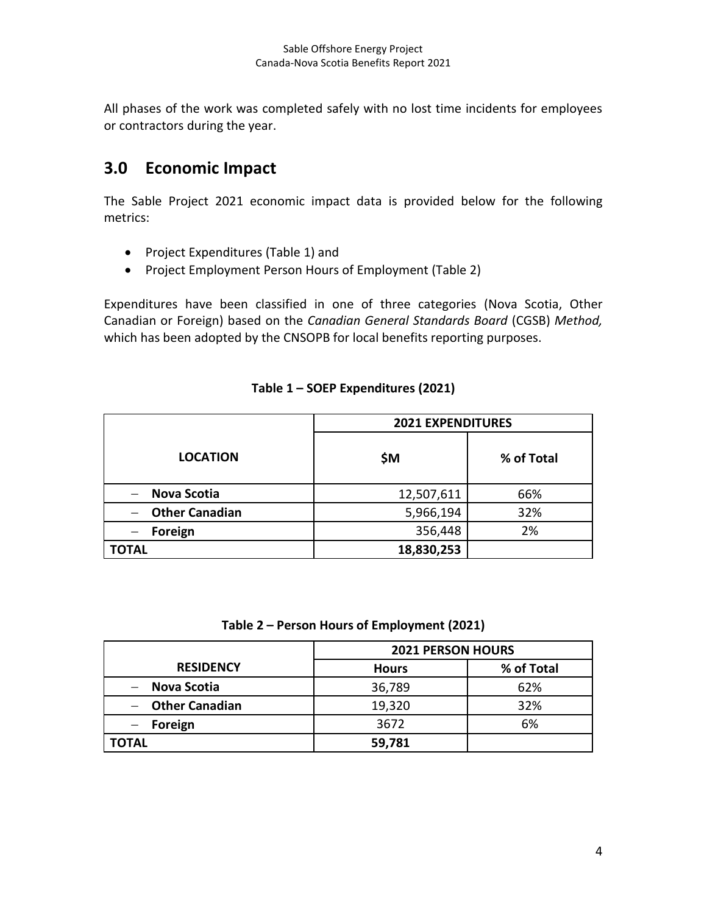All phases of the work was completed safely with no lost time incidents for employees or contractors during the year.

## 3.0 Economic Impact

The Sable Project 2021 economic impact data is provided below for the following metrics:

- Project Expenditures (Table 1) and
- Project Employment Person Hours of Employment (Table 2)

Expenditures have been classified in one of three categories (Nova Scotia, Other Canadian or Foreign) based on the *Canadian General Standards Board* (CGSB) *Method,* which has been adopted by the CNSOPB for local benefits reporting purposes.

**Table 1 – SOEP Expenditures (2021)**

| LOCATION | 2021 EXPENDITURES | |
|---|---|---|
| | **$M** | **% of Total** |
| – **Nova Scotia** | 12,507,611 | 66% |
| – **Other Canadian** | 5,966,194 | 32% |
| – **Foreign** | 356,448 | 2% |
| **TOTAL** | **18,830,253** | |

**Table 2 – Person Hours of Employment (2021)**

| RESIDENCY | 2021 PERSON HOURS | |
|---|---|---|
| | **Hours** | **% of Total** |
| – **Nova Scotia** | 36,789 | 62% |
| – **Other Canadian** | 19,320 | 32% |
| – **Foreign** | 3672 | 6% |
| **TOTAL** | **59,781** | |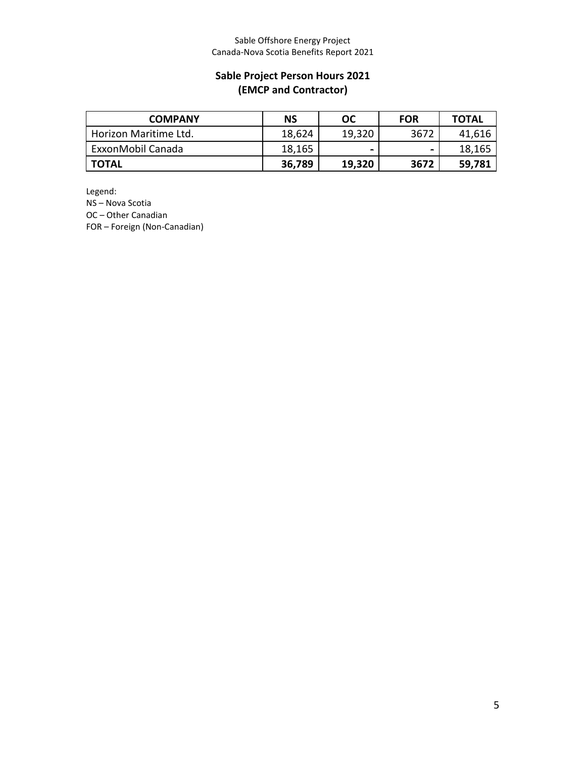## Sable Project Person Hours 2021
## (EMCP and Contractor)

| COMPANY | NS | OC | FOR | TOTAL |
|---|---|---|---|---|
| Horizon Maritime Ltd. | 18,624 | 19,320 | 3672 | 41,616 |
| ExxonMobil Canada | 18,165 | - | - | 18,165 |
| **TOTAL** | **36,789** | **19,320** | **3672** | **59,781** |

Legend:
NS – Nova Scotia
OC – Other Canadian
FOR – Foreign (Non-Canadian)